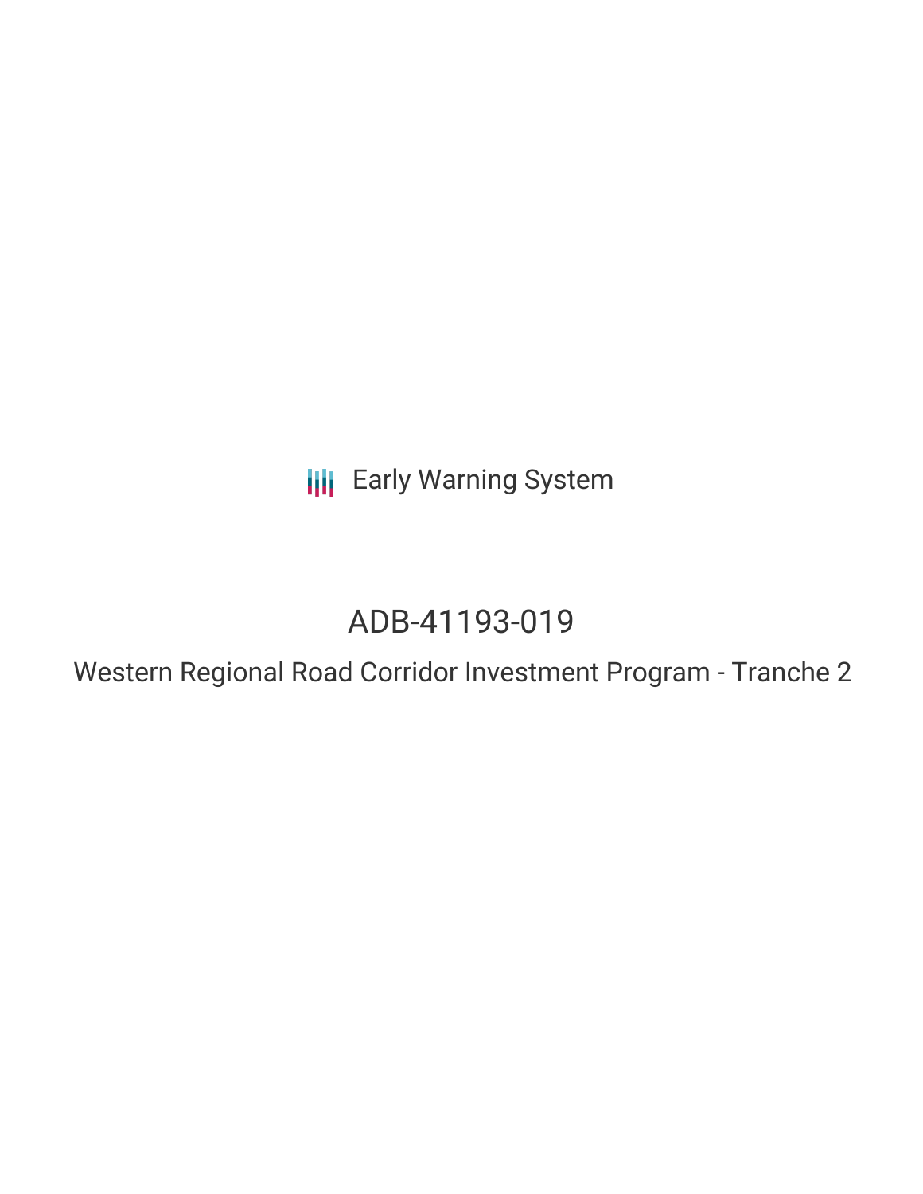Early Warning System

# ADB-41193-019

## Western Regional Road Corridor Investment Program - Tranche 2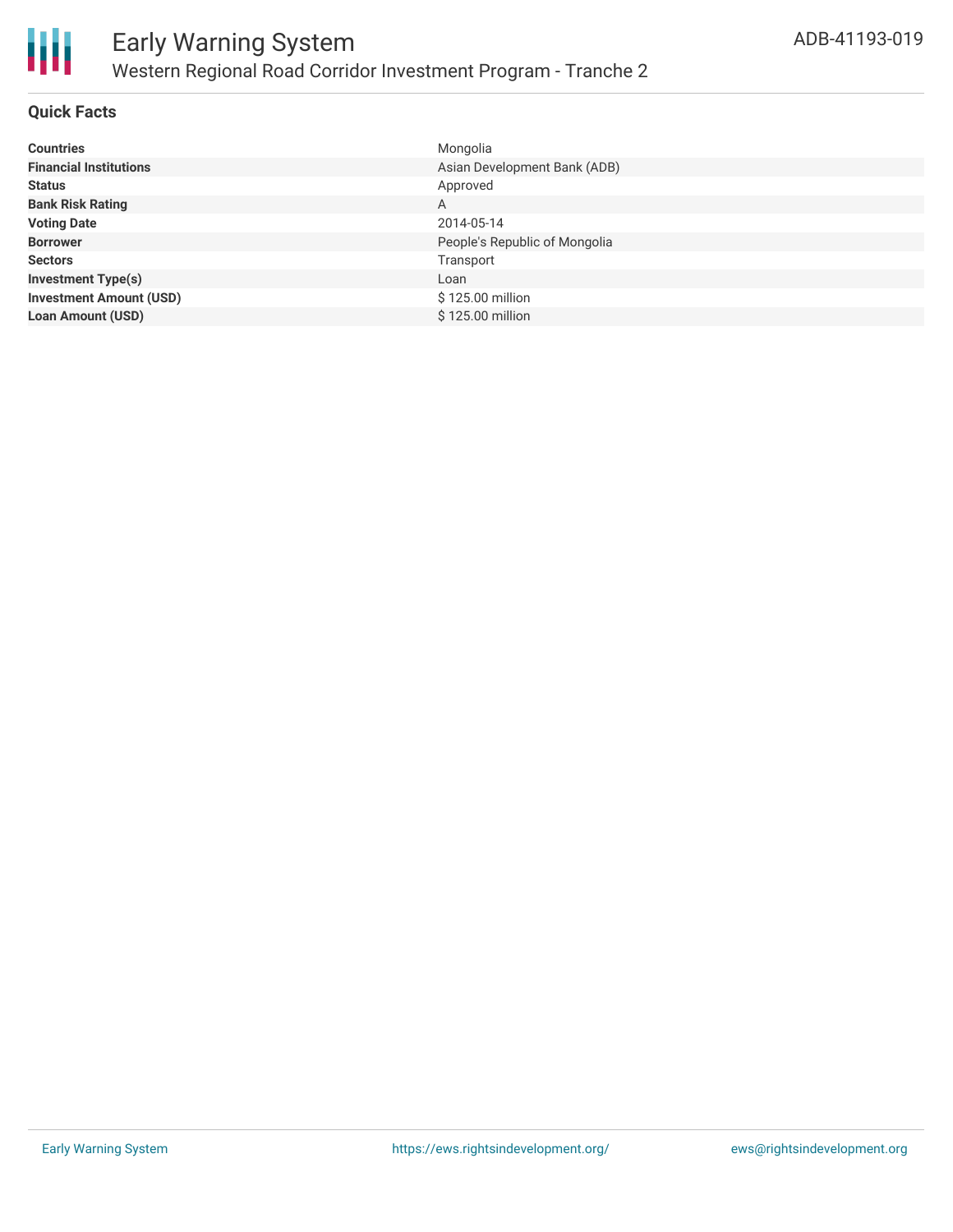# Early Warning System

## Western Regional Road Corridor Investment Program - Tranche 2

ADB-41193-019

### Quick Facts

| | |
|---|---|
| **Countries** | Mongolia |
| **Financial Institutions** | Asian Development Bank (ADB) |
| **Status** | Approved |
| **Bank Risk Rating** | A |
| **Voting Date** | 2014-05-14 |
| **Borrower** | People's Republic of Mongolia |
| **Sectors** | Transport |
| **Investment Type(s)** | Loan |
| **Investment Amount (USD)** | $ 125.00 million |
| **Loan Amount (USD)** | $ 125.00 million |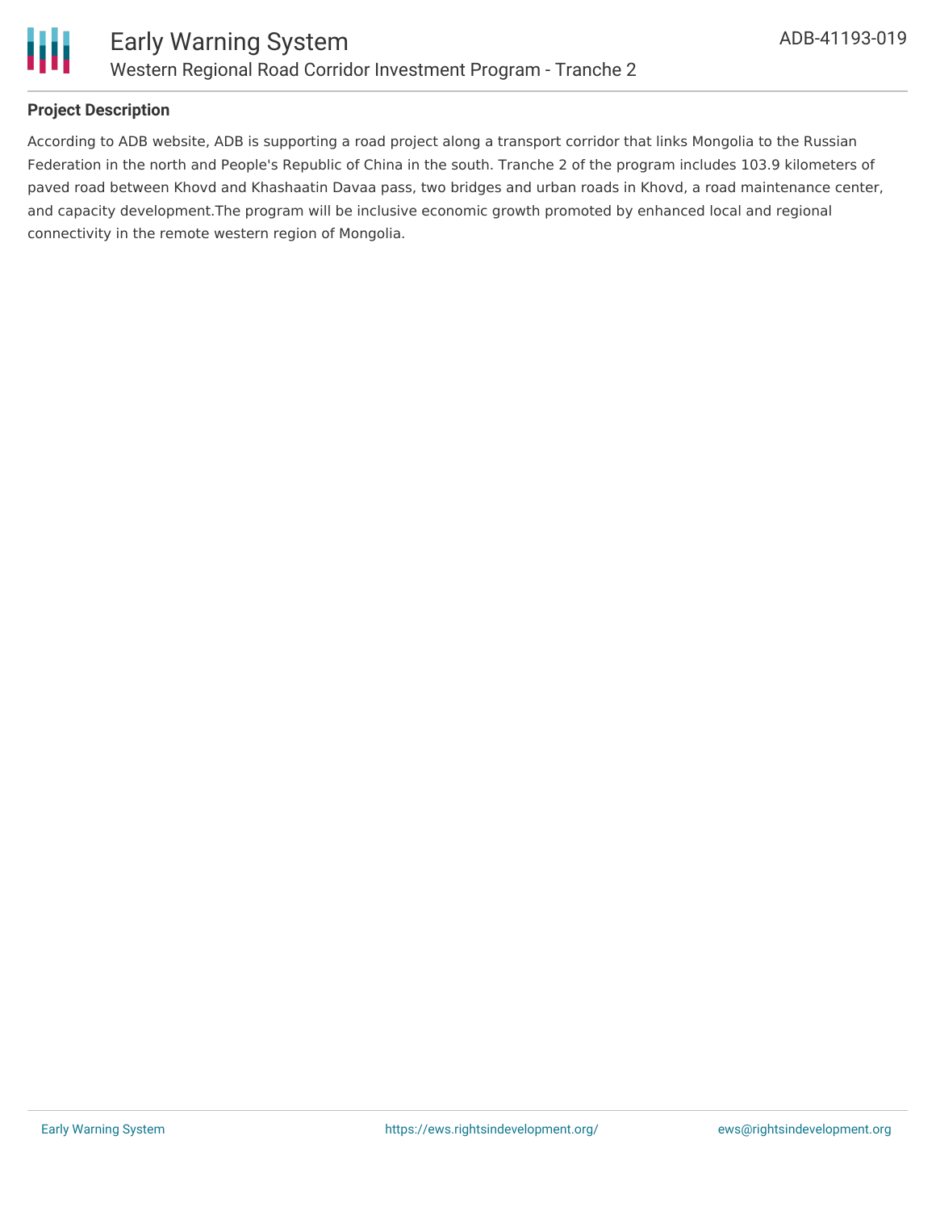## Project Description

According to ADB website, ADB is supporting a road project along a transport corridor that links Mongolia to the Russian Federation in the north and People's Republic of China in the south. Tranche 2 of the program includes 103.9 kilometers of paved road between Khovd and Khashaatin Davaa pass, two bridges and urban roads in Khovd, a road maintenance center, and capacity development.The program will be inclusive economic growth promoted by enhanced local and regional connectivity in the remote western region of Mongolia.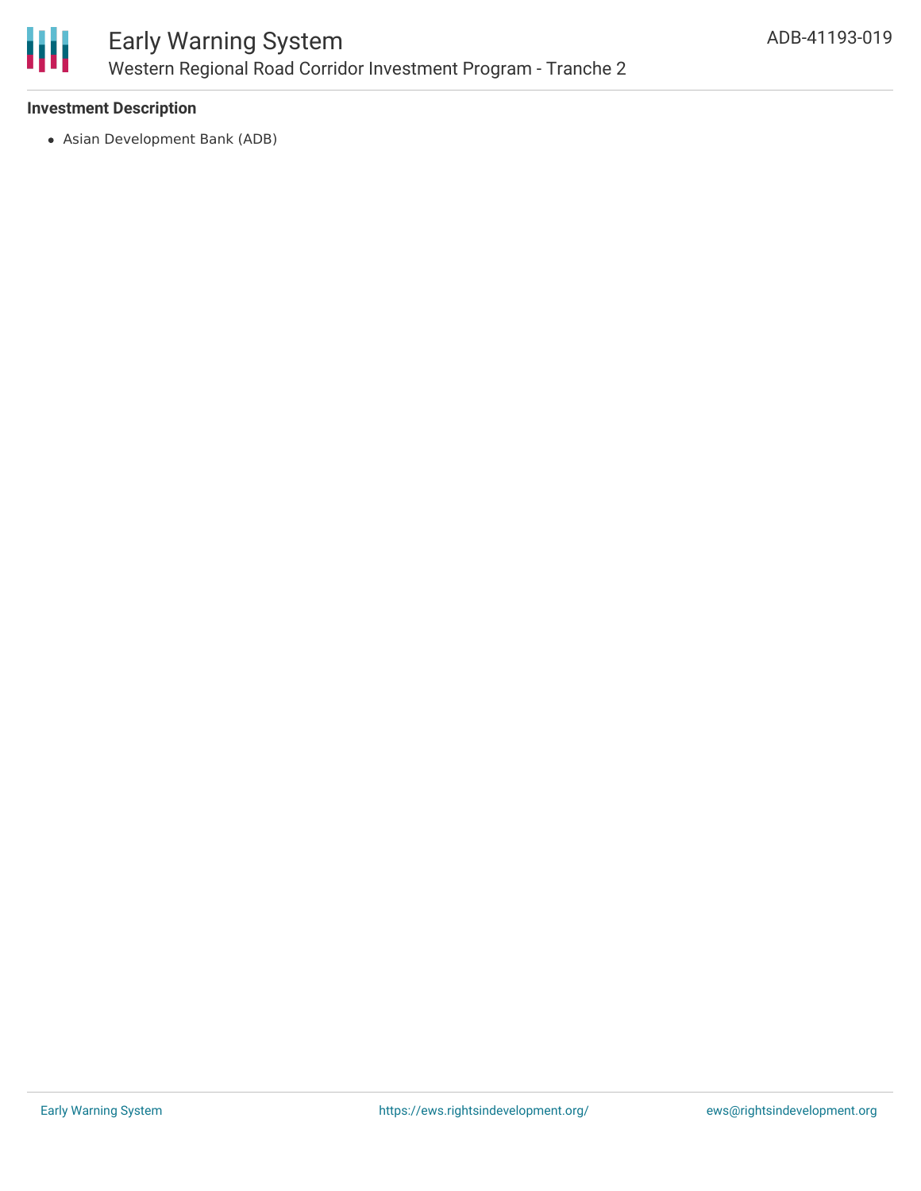### Investment Description

- Asian Development Bank (ADB)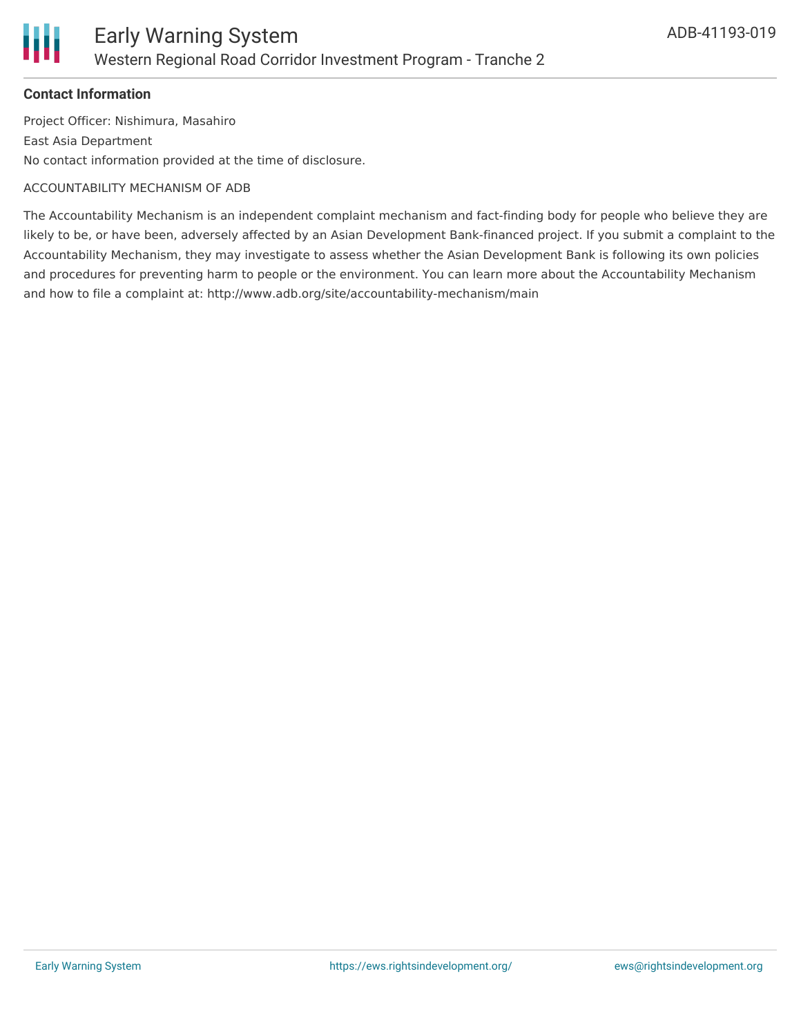**Contact Information**

Project Officer: Nishimura, Masahiro

East Asia Department

No contact information provided at the time of disclosure.

ACCOUNTABILITY MECHANISM OF ADB

The Accountability Mechanism is an independent complaint mechanism and fact-finding body for people who believe they are likely to be, or have been, adversely affected by an Asian Development Bank-financed project. If you submit a complaint to the Accountability Mechanism, they may investigate to assess whether the Asian Development Bank is following its own policies and procedures for preventing harm to people or the environment. You can learn more about the Accountability Mechanism and how to file a complaint at: http://www.adb.org/site/accountability-mechanism/main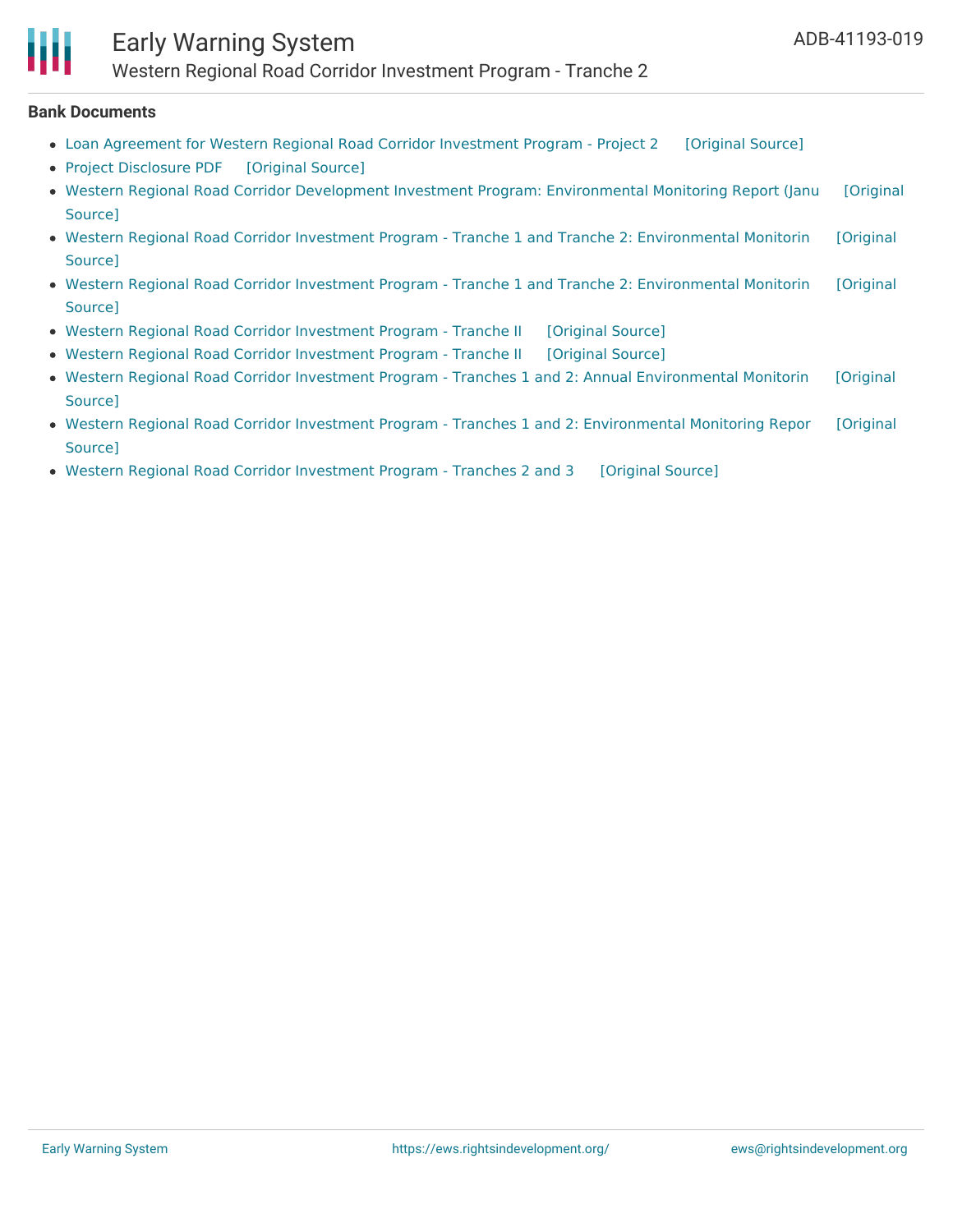**Bank Documents**

- Loan Agreement for Western Regional Road Corridor Investment Program - Project 2 [Original Source]
- Project Disclosure PDF [Original Source]
- Western Regional Road Corridor Development Investment Program: Environmental Monitoring Report (Janu [Original Source]
- Western Regional Road Corridor Investment Program - Tranche 1 and Tranche 2: Environmental Monitorin [Original Source]
- Western Regional Road Corridor Investment Program - Tranche 1 and Tranche 2: Environmental Monitorin [Original Source]
- Western Regional Road Corridor Investment Program - Tranche II [Original Source]
- Western Regional Road Corridor Investment Program - Tranche II [Original Source]
- Western Regional Road Corridor Investment Program - Tranches 1 and 2: Annual Environmental Monitorin [Original Source]
- Western Regional Road Corridor Investment Program - Tranches 1 and 2: Environmental Monitoring Repor [Original Source]
- Western Regional Road Corridor Investment Program - Tranches 2 and 3 [Original Source]